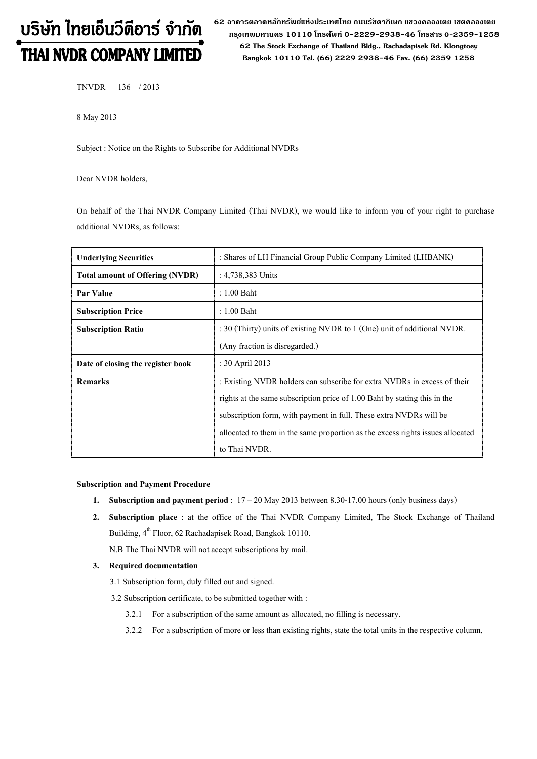# บริษัท ไทยเอ็นวีดีอาร์ จำกัด
# THAI NVDR COMPANY LIMITED

62 อาคารตลาดหลักทรัพย์แห่งประเทศไทย ถนนรัชดาภิเษก แขวงคลองเตย เขตคลองเตย กรุงเทพมหานคร 10110 โทรศัพท์ 0-2229-2938-46 โทรสาร 0-2359-1258
62 The Stock Exchange of Thailand Bldg., Rachadapisek Rd. Klongtoey Bangkok 10110 Tel. (66) 2229 2938-46 Fax. (66) 2359 1258

TNVDR 136 / 2013

8 May 2013

Subject : Notice on the Rights to Subscribe for Additional NVDRs

Dear NVDR holders,

On behalf of the Thai NVDR Company Limited (Thai NVDR), we would like to inform you of your right to purchase additional NVDRs, as follows:

| | |
|---|---|
| **Underlying Securities** | : Shares of LH Financial Group Public Company Limited (LHBANK) |
| **Total amount of Offering (NVDR)** | : 4,738,383 Units |
| **Par Value** | : 1.00 Baht |
| **Subscription Price** | : 1.00 Baht |
| **Subscription Ratio** | : 30 (Thirty) units of existing NVDR to 1 (One) unit of additional NVDR. (Any fraction is disregarded.) |
| **Date of closing the register book** | : 30 April 2013 |
| **Remarks** | : Existing NVDR holders can subscribe for extra NVDRs in excess of their rights at the same subscription price of 1.00 Baht by stating this in the subscription form, with payment in full. These extra NVDRs will be allocated to them in the same proportion as the excess rights issues allocated to Thai NVDR. |

**Subscription and Payment Procedure**

1. **Subscription and payment period** : 17 – 20 May 2013 between 8.30-17.00 hours (only business days)
2. **Subscription place** : at the office of the Thai NVDR Company Limited, The Stock Exchange of Thailand Building, 4th Floor, 62 Rachadapisek Road, Bangkok 10110.

   N.B The Thai NVDR will not accept subscriptions by mail.

3. **Required documentation**

   3.1 Subscription form, duly filled out and signed.

   3.2 Subscription certificate, to be submitted together with :

   3.2.1 For a subscription of the same amount as allocated, no filling is necessary.

   3.2.2 For a subscription of more or less than existing rights, state the total units in the respective column.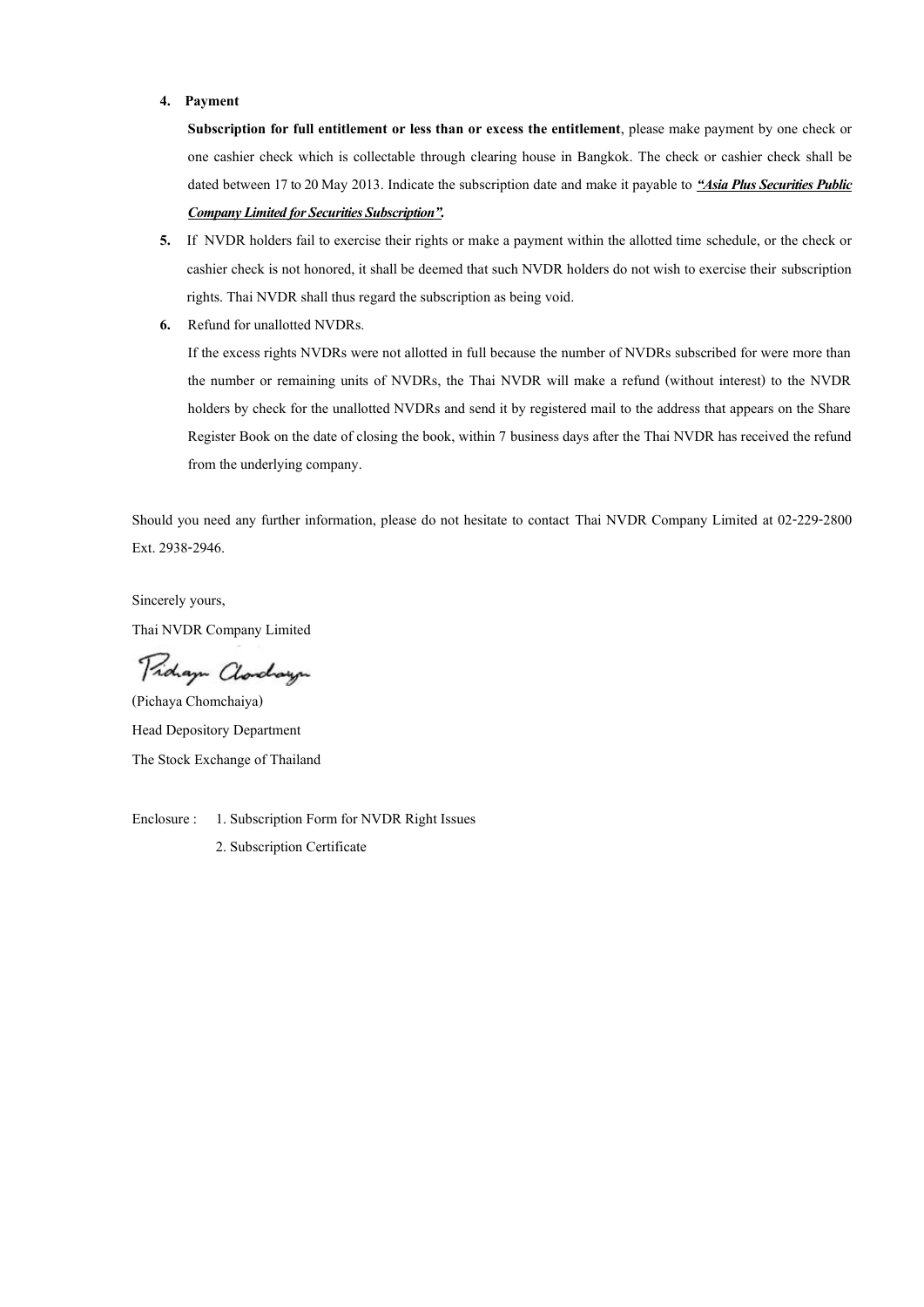4. **Payment**

   **Subscription for full entitlement or less than or excess the entitlement**, please make payment by one check or one cashier check which is collectable through clearing house in Bangkok. The check or cashier check shall be dated between 17 to 20 May 2013. Indicate the subscription date and make it payable to ***"Asia Plus Securities Public Company Limited for Securities Subscription".***

5. If NVDR holders fail to exercise their rights or make a payment within the allotted time schedule, or the check or cashier check is not honored, it shall be deemed that such NVDR holders do not wish to exercise their subscription rights. Thai NVDR shall thus regard the subscription as being void.

6. Refund for unallotted NVDRs.

   If the excess rights NVDRs were not allotted in full because the number of NVDRs subscribed for were more than the number or remaining units of NVDRs, the Thai NVDR will make a refund (without interest) to the NVDR holders by check for the unallotted NVDRs and send it by registered mail to the address that appears on the Share Register Book on the date of closing the book, within 7 business days after the Thai NVDR has received the refund from the underlying company.

Should you need any further information, please do not hesitate to contact Thai NVDR Company Limited at 02-229-2800 Ext. 2938-2946.

Sincerely yours,

Thai NVDR Company Limited

(Pichaya Chomchaiya)

Head Depository Department

The Stock Exchange of Thailand

Enclosure : 1. Subscription Form for NVDR Right Issues

2. Subscription Certificate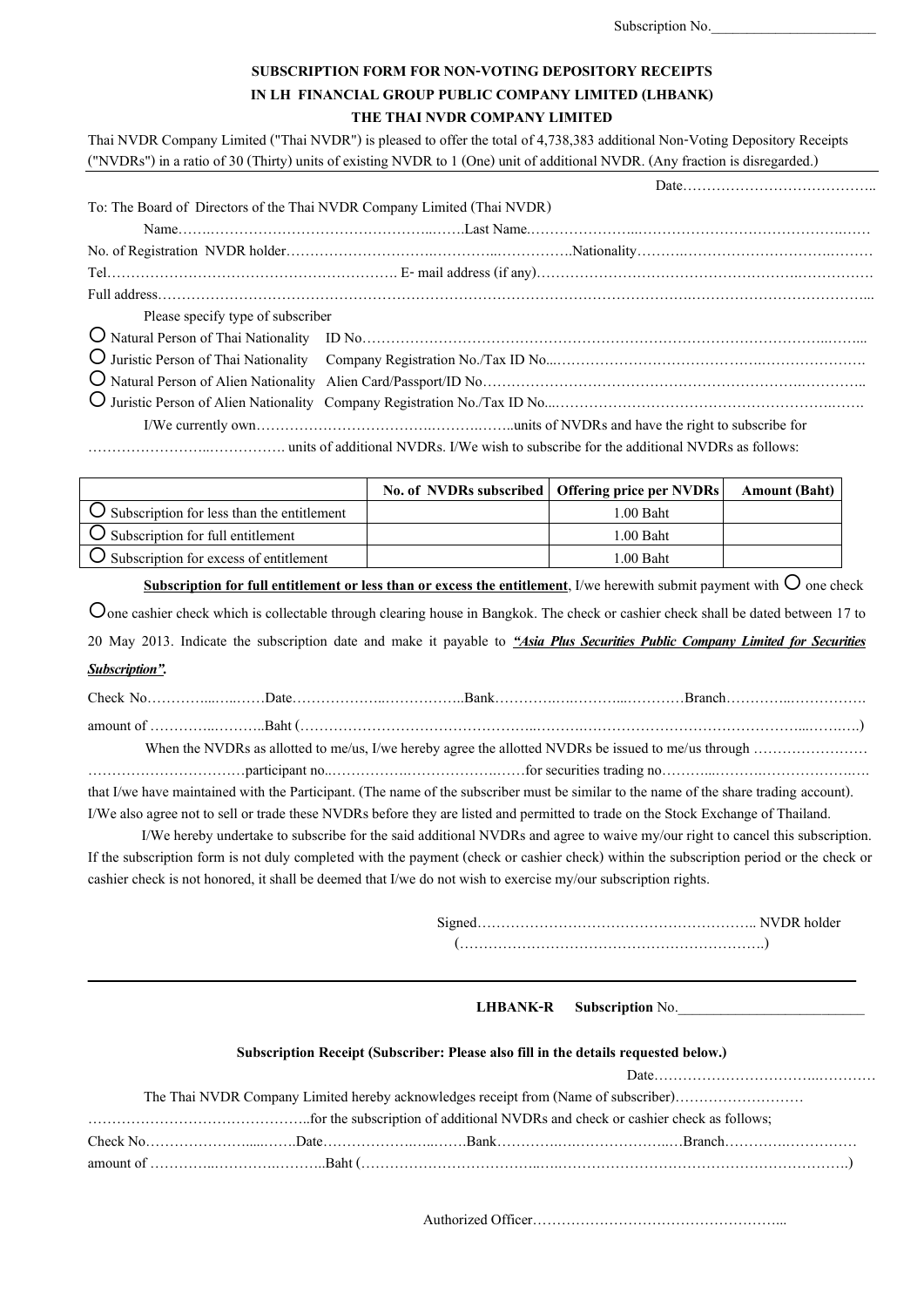Subscription No.______________________

**SUBSCRIPTION FORM FOR NON-VOTING DEPOSITORY RECEIPTS**
**IN LH FINANCIAL GROUP PUBLIC COMPANY LIMITED (LHBANK)**
**THE THAI NVDR COMPANY LIMITED**

Thai NVDR Company Limited ("Thai NVDR") is pleased to offer the total of 4,738,383 additional Non-Voting Depository Receipts ("NVDRs") in a ratio of 30 (Thirty) units of existing NVDR to 1 (One) unit of additional NVDR. (Any fraction is disregarded.)

Date…………………………………..

To: The Board of Directors of the Thai NVDR Company Limited (Thai NVDR)

Name……..……………………………………..…….Last Name.…………………..………………………………….……

No. of Registration NVDR holder……………………….…………..…………….Nationality……….…………………………….………

Tel……………………………………………………. E- mail address (if any)………………………………………………….……………

Full address……………………………………………………………………………………………….…………………………………...

Please specify type of subscriber

○ Natural Person of Thai Nationality ID No……………………………………………………………………………………..…...

○ Juristic Person of Thai Nationality Company Registration No./Tax ID No...……………………………………….……………………

○ Natural Person of Alien Nationality Alien Card/Passport/ID No…………………………………………………………….………..

○ Juristic Person of Alien Nationality Company Registration No./Tax ID No...…………………………………………………….…….

I/We currently own……………………………….……….……..units of NVDRs and have the right to subscribe for ……………………...……………. units of additional NVDRs. I/We wish to subscribe for the additional NVDRs as follows:

| | No. of NVDRs subscribed | Offering price per NVDRs | Amount (Baht) |
|---|---|---|---|
| ○ Subscription for less than the entitlement | | 1.00 Baht | |
| ○ Subscription for full entitlement | | 1.00 Baht | |
| ○ Subscription for excess of entitlement | | 1.00 Baht | |

**Subscription for full entitlement or less than or excess the entitlement**, I/we herewith submit payment with ○ one check ○ one cashier check which is collectable through clearing house in Bangkok. The check or cashier check shall be dated between 17 to 20 May 2013. Indicate the subscription date and make it payable to ***"Asia Plus Securities Public Company Limited for Securities Subscription".***

Check No…………...…..……Date………………..……………..Bank…………..….………...…………Branch…………..…………….

amount of …………...………..Baht (…………………………………………..…………………………………………………..……..…….)

When the NVDRs as allotted to me/us, I/we hereby agree the allotted NVDRs be issued to me/us through …………………… ……………………………participant no..……………….………………….……for securities trading no………...……….………………..… that I/we have maintained with the Participant. (The name of the subscriber must be similar to the name of the share trading account). I/We also agree not to sell or trade these NVDRs before they are listed and permitted to trade on the Stock Exchange of Thailand.

I/We hereby undertake to subscribe for the said additional NVDRs and agree to waive my/our right to cancel this subscription. If the subscription form is not duly completed with the payment (check or cashier check) within the subscription period or the check or cashier check is not honored, it shall be deemed that I/we do not wish to exercise my/our subscription rights.

Signed………………………………………………….. NVDR holder
(……………………………………………………….)

---

**LHBANK-R Subscription** No.________________________

**Subscription Receipt (Subscriber: Please also fill in the details requested below.)**

Date……………………………..………

The Thai NVDR Company Limited hereby acknowledges receipt from (Name of subscriber)……………………… ………………………………………..for the subscription of additional NVDRs and check or cashier check as follows;

Check No…………………......…….Date……………….…...…….Bank…………….…………………..…Branch………….……………

amount of …………...……………………..Baht (……………………………..…………………………………………………………….)

Authorized Officer……………………………………………...